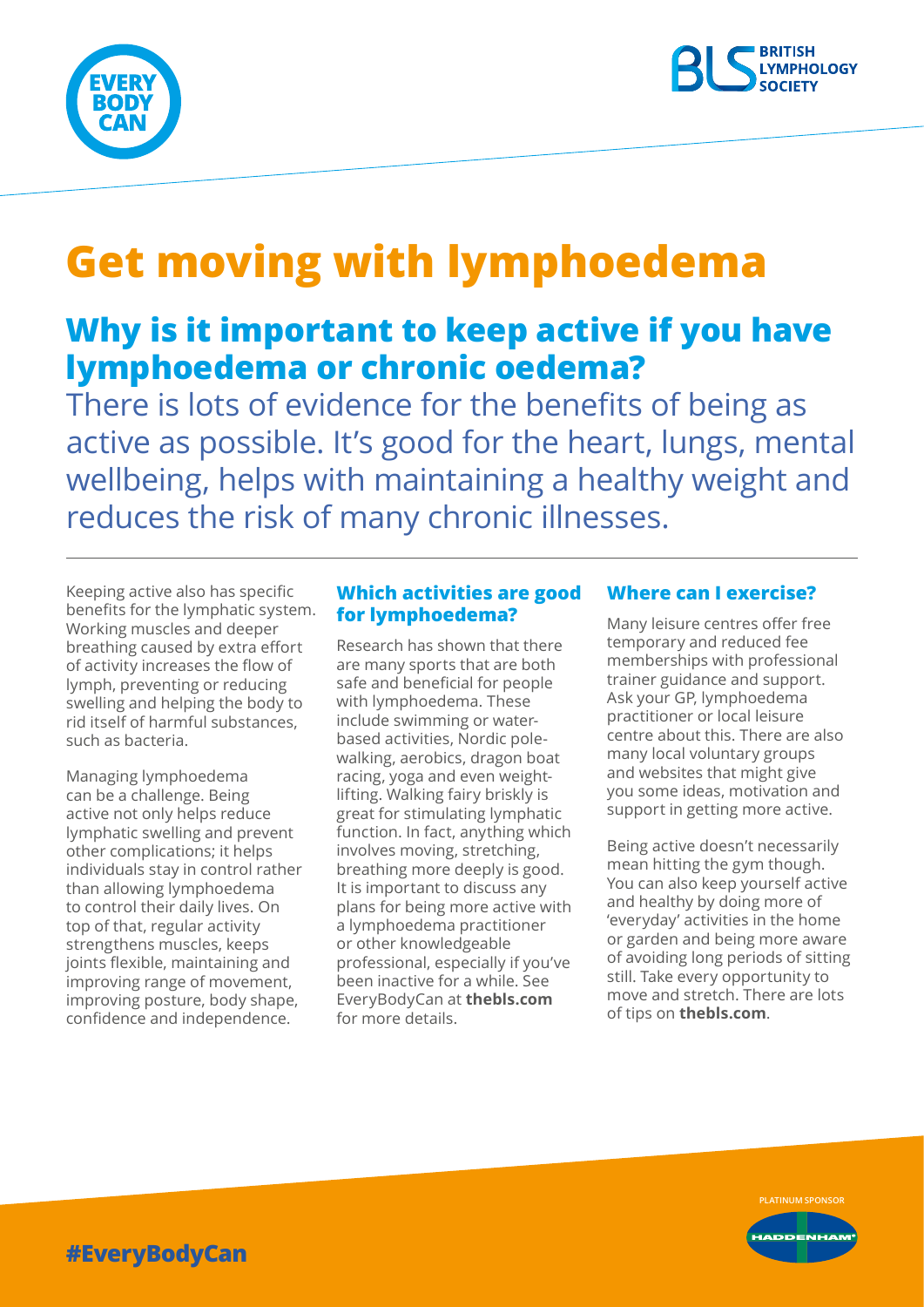# Get moving with lymphoedema

## Why is it important to keep active if you have lymphoedema or chronic oedema?

There is lots of evidence for the benefits of being as active as possible. It's good for the heart, lungs, mental wellbeing, helps with maintaining a healthy weight and reduces the risk of many chronic illnesses.

Keeping active also has specific benefits for the lymphatic system. Working muscles and deeper breathing caused by extra effort of activity increases the flow of lymph, preventing or reducing swelling and helping the body to rid itself of harmful substances, such as bacteria.

Managing lymphoedema can be a challenge. Being active not only helps reduce lymphatic swelling and prevent other complications; it helps individuals stay in control rather than allowing lymphoedema to control their daily lives. On top of that, regular activity strengthens muscles, keeps joints flexible, maintaining and improving range of movement, improving posture, body shape, confidence and independence.

### Which activities are good for lymphoedema?

Research has shown that there are many sports that are both safe and beneficial for people with lymphoedema. These include swimming or water-based activities, Nordic pole-walking, aerobics, dragon boat racing, yoga and even weight-lifting. Walking fairy briskly is great for stimulating lymphatic function. In fact, anything which involves moving, stretching, breathing more deeply is good. It is important to discuss any plans for being more active with a lymphoedema practitioner or other knowledgeable professional, especially if you've been inactive for a while. See EveryBodyCan at **thebls.com** for more details.

### Where can I exercise?

Many leisure centres offer free temporary and reduced fee memberships with professional trainer guidance and support. Ask your GP, lymphoedema practitioner or local leisure centre about this. There are also many local voluntary groups and websites that might give you some ideas, motivation and support in getting more active.

Being active doesn't necessarily mean hitting the gym though. You can also keep yourself active and healthy by doing more of 'everyday' activities in the home or garden and being more aware of avoiding long periods of sitting still. Take every opportunity to move and stretch. There are lots of tips on **thebls.com**.

PLATINUM SPONSOR

**#EveryBodyCan**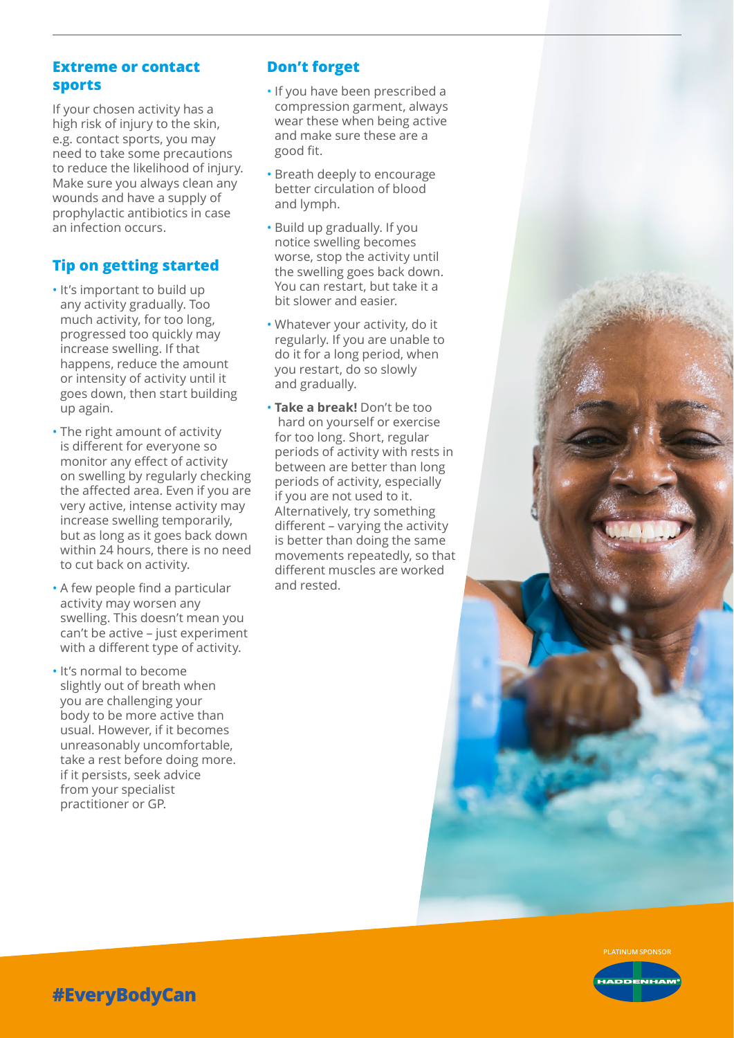## Extreme or contact sports

If your chosen activity has a high risk of injury to the skin, e.g. contact sports, you may need to take some precautions to reduce the likelihood of injury. Make sure you always clean any wounds and have a supply of prophylactic antibiotics in case an infection occurs.

## Tip on getting started

- It's important to build up any activity gradually. Too much activity, for too long, progressed too quickly may increase swelling. If that happens, reduce the amount or intensity of activity until it goes down, then start building up again.
- The right amount of activity is different for everyone so monitor any effect of activity on swelling by regularly checking the affected area. Even if you are very active, intense activity may increase swelling temporarily, but as long as it goes back down within 24 hours, there is no need to cut back on activity.
- A few people find a particular activity may worsen any swelling. This doesn't mean you can't be active – just experiment with a different type of activity.
- It's normal to become slightly out of breath when you are challenging your body to be more active than usual. However, if it becomes unreasonably uncomfortable, take a rest before doing more. if it persists, seek advice from your specialist practitioner or GP.

## Don't forget

- If you have been prescribed a compression garment, always wear these when being active and make sure these are a good fit.
- Breath deeply to encourage better circulation of blood and lymph.
- Build up gradually. If you notice swelling becomes worse, stop the activity until the swelling goes back down. You can restart, but take it a bit slower and easier.
- Whatever your activity, do it regularly. If you are unable to do it for a long period, when you restart, do so slowly and gradually.
- **Take a break!** Don't be too hard on yourself or exercise for too long. Short, regular periods of activity with rests in between are better than long periods of activity, especially if you are not used to it. Alternatively, try something different – varying the activity is better than doing the same movements repeatedly, so that different muscles are worked and rested.

#EveryBodyCan

PLATINUM SPONSOR

HADDENHAM